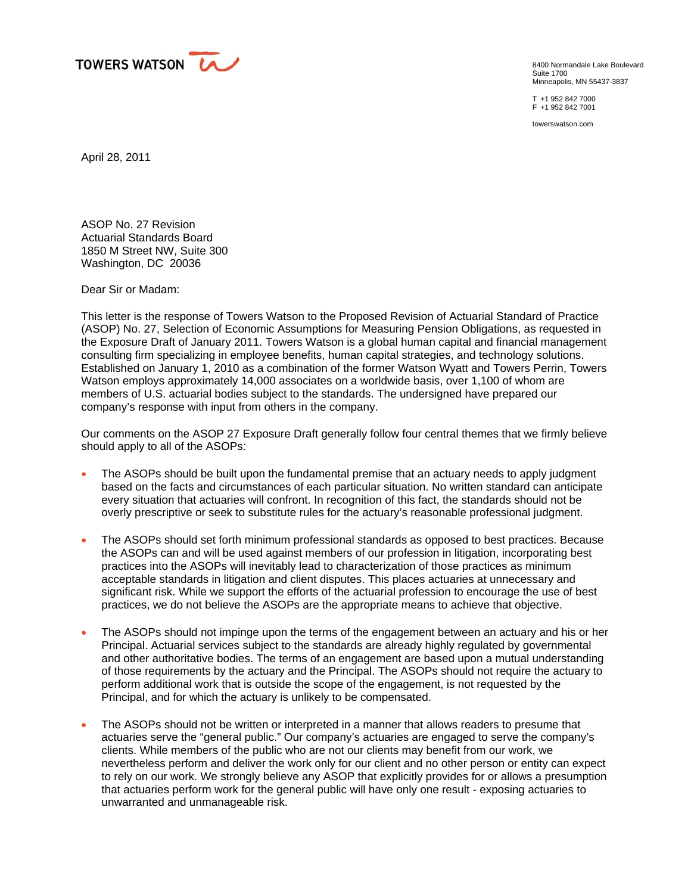TOWERS WATSON

8400 Normandale Lake Boulevard
Suite 1700
Minneapolis, MN 55437-3837

T +1 952 842 7000
F +1 952 842 7001

towerswatson.com

April 28, 2011

ASOP No. 27 Revision
Actuarial Standards Board
1850 M Street NW, Suite 300
Washington, DC 20036

Dear Sir or Madam:

This letter is the response of Towers Watson to the Proposed Revision of Actuarial Standard of Practice (ASOP) No. 27, Selection of Economic Assumptions for Measuring Pension Obligations, as requested in the Exposure Draft of January 2011. Towers Watson is a global human capital and financial management consulting firm specializing in employee benefits, human capital strategies, and technology solutions. Established on January 1, 2010 as a combination of the former Watson Wyatt and Towers Perrin, Towers Watson employs approximately 14,000 associates on a worldwide basis, over 1,100 of whom are members of U.S. actuarial bodies subject to the standards. The undersigned have prepared our company's response with input from others in the company.

Our comments on the ASOP 27 Exposure Draft generally follow four central themes that we firmly believe should apply to all of the ASOPs:

- The ASOPs should be built upon the fundamental premise that an actuary needs to apply judgment based on the facts and circumstances of each particular situation. No written standard can anticipate every situation that actuaries will confront. In recognition of this fact, the standards should not be overly prescriptive or seek to substitute rules for the actuary's reasonable professional judgment.

- The ASOPs should set forth minimum professional standards as opposed to best practices. Because the ASOPs can and will be used against members of our profession in litigation, incorporating best practices into the ASOPs will inevitably lead to characterization of those practices as minimum acceptable standards in litigation and client disputes. This places actuaries at unnecessary and significant risk. While we support the efforts of the actuarial profession to encourage the use of best practices, we do not believe the ASOPs are the appropriate means to achieve that objective.

- The ASOPs should not impinge upon the terms of the engagement between an actuary and his or her Principal. Actuarial services subject to the standards are already highly regulated by governmental and other authoritative bodies. The terms of an engagement are based upon a mutual understanding of those requirements by the actuary and the Principal. The ASOPs should not require the actuary to perform additional work that is outside the scope of the engagement, is not requested by the Principal, and for which the actuary is unlikely to be compensated.

- The ASOPs should not be written or interpreted in a manner that allows readers to presume that actuaries serve the "general public." Our company's actuaries are engaged to serve the company's clients. While members of the public who are not our clients may benefit from our work, we nevertheless perform and deliver the work only for our client and no other person or entity can expect to rely on our work. We strongly believe any ASOP that explicitly provides for or allows a presumption that actuaries perform work for the general public will have only one result - exposing actuaries to unwarranted and unmanageable risk.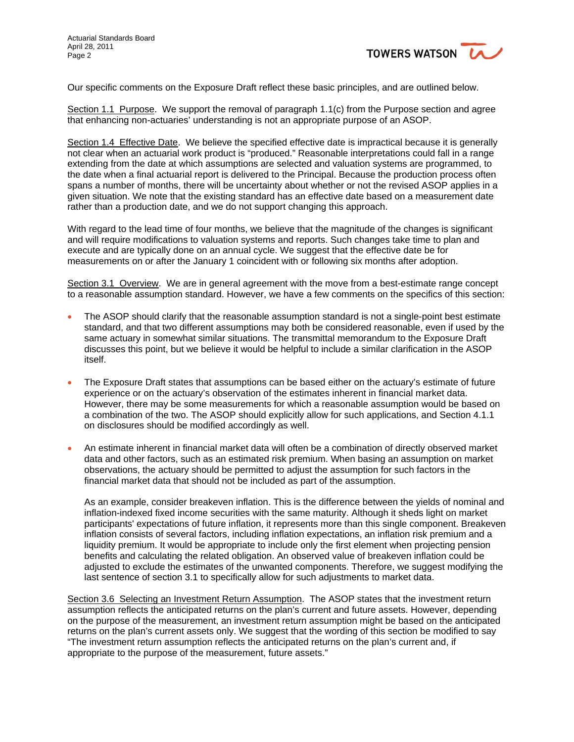Our specific comments on the Exposure Draft reflect these basic principles, and are outlined below.

Section 1.1 Purpose. We support the removal of paragraph 1.1(c) from the Purpose section and agree that enhancing non-actuaries' understanding is not an appropriate purpose of an ASOP.

Section 1.4 Effective Date. We believe the specified effective date is impractical because it is generally not clear when an actuarial work product is "produced." Reasonable interpretations could fall in a range extending from the date at which assumptions are selected and valuation systems are programmed, to the date when a final actuarial report is delivered to the Principal. Because the production process often spans a number of months, there will be uncertainty about whether or not the revised ASOP applies in a given situation. We note that the existing standard has an effective date based on a measurement date rather than a production date, and we do not support changing this approach.

With regard to the lead time of four months, we believe that the magnitude of the changes is significant and will require modifications to valuation systems and reports. Such changes take time to plan and execute and are typically done on an annual cycle. We suggest that the effective date be for measurements on or after the January 1 coincident with or following six months after adoption.

Section 3.1 Overview. We are in general agreement with the move from a best-estimate range concept to a reasonable assumption standard. However, we have a few comments on the specifics of this section:

- The ASOP should clarify that the reasonable assumption standard is not a single-point best estimate standard, and that two different assumptions may both be considered reasonable, even if used by the same actuary in somewhat similar situations. The transmittal memorandum to the Exposure Draft discusses this point, but we believe it would be helpful to include a similar clarification in the ASOP itself.

- The Exposure Draft states that assumptions can be based either on the actuary's estimate of future experience or on the actuary's observation of the estimates inherent in financial market data. However, there may be some measurements for which a reasonable assumption would be based on a combination of the two. The ASOP should explicitly allow for such applications, and Section 4.1.1 on disclosures should be modified accordingly as well.

- An estimate inherent in financial market data will often be a combination of directly observed market data and other factors, such as an estimated risk premium. When basing an assumption on market observations, the actuary should be permitted to adjust the assumption for such factors in the financial market data that should not be included as part of the assumption.

  As an example, consider breakeven inflation. This is the difference between the yields of nominal and inflation-indexed fixed income securities with the same maturity. Although it sheds light on market participants' expectations of future inflation, it represents more than this single component. Breakeven inflation consists of several factors, including inflation expectations, an inflation risk premium and a liquidity premium. It would be appropriate to include only the first element when projecting pension benefits and calculating the related obligation. An observed value of breakeven inflation could be adjusted to exclude the estimates of the unwanted components. Therefore, we suggest modifying the last sentence of section 3.1 to specifically allow for such adjustments to market data.

Section 3.6 Selecting an Investment Return Assumption. The ASOP states that the investment return assumption reflects the anticipated returns on the plan's current and future assets. However, depending on the purpose of the measurement, an investment return assumption might be based on the anticipated returns on the plan's current assets only. We suggest that the wording of this section be modified to say "The investment return assumption reflects the anticipated returns on the plan's current and, if appropriate to the purpose of the measurement, future assets."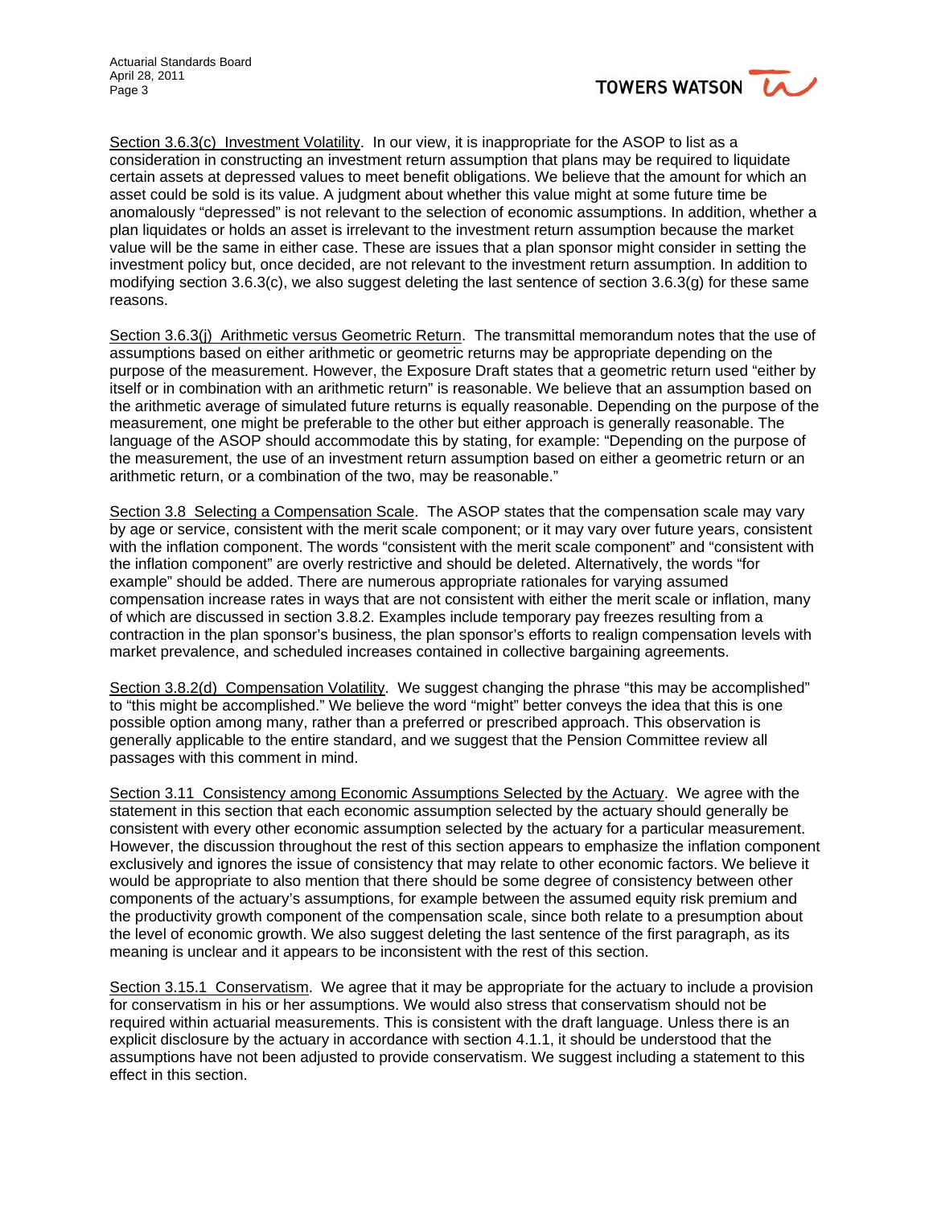Section 3.6.3(c) Investment Volatility. In our view, it is inappropriate for the ASOP to list as a consideration in constructing an investment return assumption that plans may be required to liquidate certain assets at depressed values to meet benefit obligations. We believe that the amount for which an asset could be sold is its value. A judgment about whether this value might at some future time be anomalously "depressed" is not relevant to the selection of economic assumptions. In addition, whether a plan liquidates or holds an asset is irrelevant to the investment return assumption because the market value will be the same in either case. These are issues that a plan sponsor might consider in setting the investment policy but, once decided, are not relevant to the investment return assumption. In addition to modifying section 3.6.3(c), we also suggest deleting the last sentence of section 3.6.3(g) for these same reasons.

Section 3.6.3(j) Arithmetic versus Geometric Return. The transmittal memorandum notes that the use of assumptions based on either arithmetic or geometric returns may be appropriate depending on the purpose of the measurement. However, the Exposure Draft states that a geometric return used "either by itself or in combination with an arithmetic return" is reasonable. We believe that an assumption based on the arithmetic average of simulated future returns is equally reasonable. Depending on the purpose of the measurement, one might be preferable to the other but either approach is generally reasonable. The language of the ASOP should accommodate this by stating, for example: "Depending on the purpose of the measurement, the use of an investment return assumption based on either a geometric return or an arithmetic return, or a combination of the two, may be reasonable."

Section 3.8 Selecting a Compensation Scale. The ASOP states that the compensation scale may vary by age or service, consistent with the merit scale component; or it may vary over future years, consistent with the inflation component. The words "consistent with the merit scale component" and "consistent with the inflation component" are overly restrictive and should be deleted. Alternatively, the words "for example" should be added. There are numerous appropriate rationales for varying assumed compensation increase rates in ways that are not consistent with either the merit scale or inflation, many of which are discussed in section 3.8.2. Examples include temporary pay freezes resulting from a contraction in the plan sponsor's business, the plan sponsor's efforts to realign compensation levels with market prevalence, and scheduled increases contained in collective bargaining agreements.

Section 3.8.2(d) Compensation Volatility. We suggest changing the phrase "this may be accomplished" to "this might be accomplished." We believe the word "might" better conveys the idea that this is one possible option among many, rather than a preferred or prescribed approach. This observation is generally applicable to the entire standard, and we suggest that the Pension Committee review all passages with this comment in mind.

Section 3.11 Consistency among Economic Assumptions Selected by the Actuary. We agree with the statement in this section that each economic assumption selected by the actuary should generally be consistent with every other economic assumption selected by the actuary for a particular measurement. However, the discussion throughout the rest of this section appears to emphasize the inflation component exclusively and ignores the issue of consistency that may relate to other economic factors. We believe it would be appropriate to also mention that there should be some degree of consistency between other components of the actuary's assumptions, for example between the assumed equity risk premium and the productivity growth component of the compensation scale, since both relate to a presumption about the level of economic growth. We also suggest deleting the last sentence of the first paragraph, as its meaning is unclear and it appears to be inconsistent with the rest of this section.

Section 3.15.1 Conservatism. We agree that it may be appropriate for the actuary to include a provision for conservatism in his or her assumptions. We would also stress that conservatism should not be required within actuarial measurements. This is consistent with the draft language. Unless there is an explicit disclosure by the actuary in accordance with section 4.1.1, it should be understood that the assumptions have not been adjusted to provide conservatism. We suggest including a statement to this effect in this section.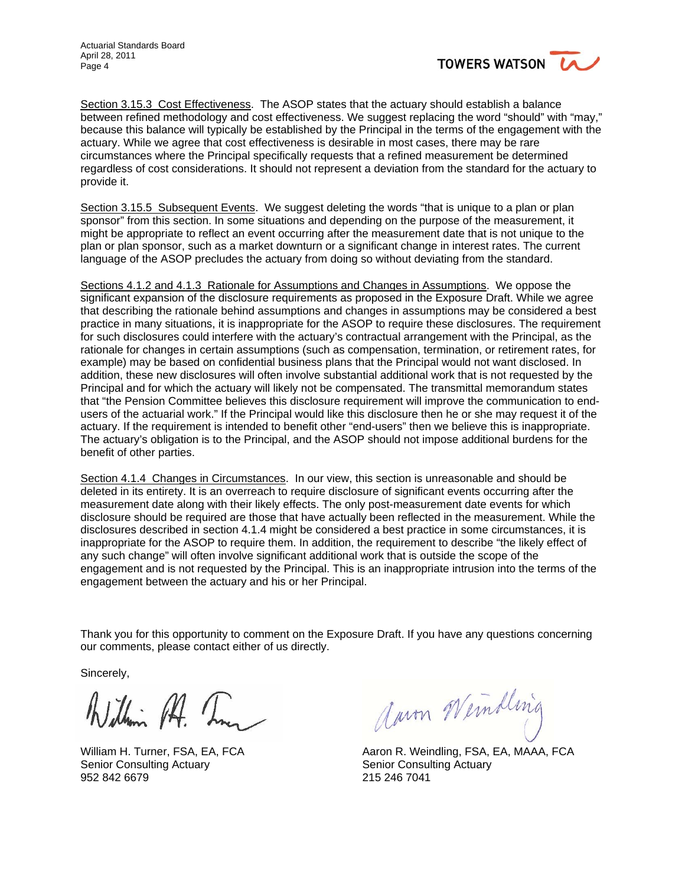Section 3.15.3 Cost Effectiveness. The ASOP states that the actuary should establish a balance between refined methodology and cost effectiveness. We suggest replacing the word "should" with "may," because this balance will typically be established by the Principal in the terms of the engagement with the actuary. While we agree that cost effectiveness is desirable in most cases, there may be rare circumstances where the Principal specifically requests that a refined measurement be determined regardless of cost considerations. It should not represent a deviation from the standard for the actuary to provide it.

Section 3.15.5 Subsequent Events. We suggest deleting the words "that is unique to a plan or plan sponsor" from this section. In some situations and depending on the purpose of the measurement, it might be appropriate to reflect an event occurring after the measurement date that is not unique to the plan or plan sponsor, such as a market downturn or a significant change in interest rates. The current language of the ASOP precludes the actuary from doing so without deviating from the standard.

Sections 4.1.2 and 4.1.3 Rationale for Assumptions and Changes in Assumptions. We oppose the significant expansion of the disclosure requirements as proposed in the Exposure Draft. While we agree that describing the rationale behind assumptions and changes in assumptions may be considered a best practice in many situations, it is inappropriate for the ASOP to require these disclosures. The requirement for such disclosures could interfere with the actuary's contractual arrangement with the Principal, as the rationale for changes in certain assumptions (such as compensation, termination, or retirement rates, for example) may be based on confidential business plans that the Principal would not want disclosed. In addition, these new disclosures will often involve substantial additional work that is not requested by the Principal and for which the actuary will likely not be compensated. The transmittal memorandum states that "the Pension Committee believes this disclosure requirement will improve the communication to end-users of the actuarial work." If the Principal would like this disclosure then he or she may request it of the actuary. If the requirement is intended to benefit other "end-users" then we believe this is inappropriate. The actuary's obligation is to the Principal, and the ASOP should not impose additional burdens for the benefit of other parties.

Section 4.1.4 Changes in Circumstances. In our view, this section is unreasonable and should be deleted in its entirety. It is an overreach to require disclosure of significant events occurring after the measurement date along with their likely effects. The only post-measurement date events for which disclosure should be required are those that have actually been reflected in the measurement. While the disclosures described in section 4.1.4 might be considered a best practice in some circumstances, it is inappropriate for the ASOP to require them. In addition, the requirement to describe "the likely effect of any such change" will often involve significant additional work that is outside the scope of the engagement and is not requested by the Principal. This is an inappropriate intrusion into the terms of the engagement between the actuary and his or her Principal.

Thank you for this opportunity to comment on the Exposure Draft. If you have any questions concerning our comments, please contact either of us directly.

Sincerely,

William H. Turner, FSA, EA, FCA
Senior Consulting Actuary
952 842 6679

Aaron R. Weindling, FSA, EA, MAAA, FCA
Senior Consulting Actuary
215 246 7041